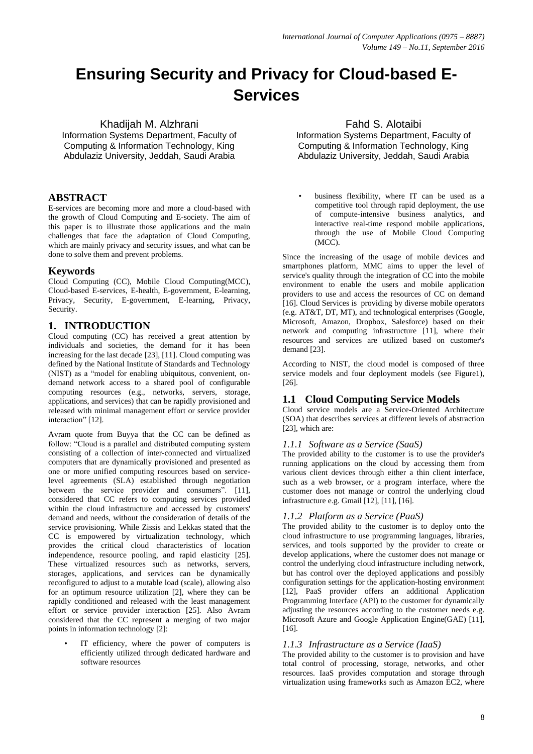# Ensuring Security and Privacy for Cloud-based E-Services

Khadijah M. Alzhrani
Information Systems Department, Faculty of Computing & Information Technology, King Abdulaziz University, Jeddah, Saudi Arabia

Fahd S. Alotaibi
Information Systems Department, Faculty of Computing & Information Technology, King Abdulaziz University, Jeddah, Saudi Arabia

## ABSTRACT

E-services are becoming more and more a cloud-based with the growth of Cloud Computing and E-society. The aim of this paper is to illustrate those applications and the main challenges that face the adaptation of Cloud Computing, which are mainly privacy and security issues, and what can be done to solve them and prevent problems.

## Keywords

Cloud Computing (CC), Mobile Cloud Computing(MCC), Cloud-based E-services, E-health, E-government, E-learning, Privacy, Security, E-government, E-learning, Privacy, Security.

## 1. INTRODUCTION

Cloud computing (CC) has received a great attention by individuals and societies, the demand for it has been increasing for the last decade [23], [11]. Cloud computing was defined by the National Institute of Standards and Technology (NIST) as a "model for enabling ubiquitous, convenient, on-demand network access to a shared pool of configurable computing resources (e.g., networks, servers, storage, applications, and services) that can be rapidly provisioned and released with minimal management effort or service provider interaction" [12].

Avram quote from Buyya that the CC can be defined as follow: "Cloud is a parallel and distributed computing system consisting of a collection of inter-connected and virtualized computers that are dynamically provisioned and presented as one or more unified computing resources based on service-level agreements (SLA) established through negotiation between the service provider and consumers". [11], considered that CC refers to computing services provided within the cloud infrastructure and accessed by customers' demand and needs, without the consideration of details of the service provisioning. While Zissis and Lekkas stated that the CC is empowered by virtualization technology, which provides the critical cloud characteristics of location independence, resource pooling, and rapid elasticity [25]. These virtualized resources such as networks, servers, storages, applications, and services can be dynamically reconfigured to adjust to a mutable load (scale), allowing also for an optimum resource utilization [2], where they can be rapidly conditioned and released with the least management effort or service provider interaction [25]. Also Avram considered that the CC represent a merging of two major points in information technology [2]:

- IT efficiency, where the power of computers is efficiently utilized through dedicated hardware and software resources
- business flexibility, where IT can be used as a competitive tool through rapid deployment, the use of compute-intensive business analytics, and interactive real-time respond mobile applications, through the use of Mobile Cloud Computing (MCC).

Since the increasing of the usage of mobile devices and smartphones platform, MMC aims to upper the level of service's quality through the integration of CC into the mobile environment to enable the users and mobile application providers to use and access the resources of CC on demand [16]. Cloud Services is providing by diverse mobile operators (e.g. AT&T, DT, MT), and technological enterprises (Google, Microsoft, Amazon, Dropbox, Salesforce) based on their network and computing infrastructure [11], where their resources and services are utilized based on customer's demand [23].

According to NIST, the cloud model is composed of three service models and four deployment models (see Figure1), [26].

### 1.1 Cloud Computing Service Models

Cloud service models are a Service-Oriented Architecture (SOA) that describes services at different levels of abstraction [23], which are:

#### *1.1.1 Software as a Service (SaaS)*

The provided ability to the customer is to use the provider's running applications on the cloud by accessing them from various client devices through either a thin client interface, such as a web browser, or a program interface, where the customer does not manage or control the underlying cloud infrastructure e.g. Gmail [12], [11], [16].

#### *1.1.2 Platform as a Service (PaaS)*

The provided ability to the customer is to deploy onto the cloud infrastructure to use programming languages, libraries, services, and tools supported by the provider to create or develop applications, where the customer does not manage or control the underlying cloud infrastructure including network, but has control over the deployed applications and possibly configuration settings for the application-hosting environment [12], PaaS provider offers an additional Application Programming Interface (API) to the customer for dynamically adjusting the resources according to the customer needs e.g. Microsoft Azure and Google Application Engine(GAE) [11], [16].

#### *1.1.3 Infrastructure as a Service (IaaS)*

The provided ability to the customer is to provision and have total control of processing, storage, networks, and other resources. IaaS provides computation and storage through virtualization using frameworks such as Amazon EC2, where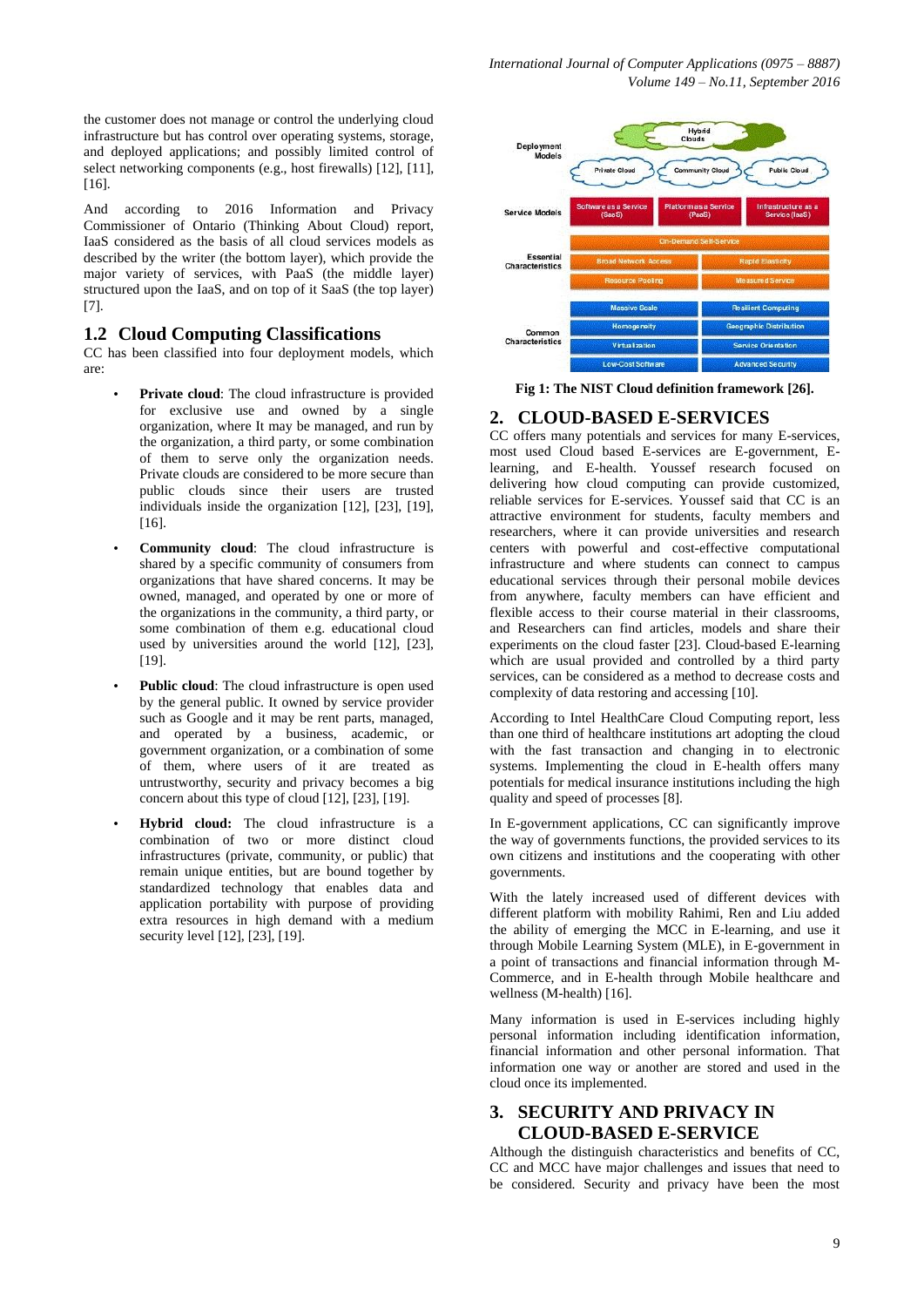the customer does not manage or control the underlying cloud infrastructure but has control over operating systems, storage, and deployed applications; and possibly limited control of select networking components (e.g., host firewalls) [12], [11], [16].

And according to 2016 Information and Privacy Commissioner of Ontario (Thinking About Cloud) report, IaaS considered as the basis of all cloud services models as described by the writer (the bottom layer), which provide the major variety of services, with PaaS (the middle layer) structured upon the IaaS, and on top of it SaaS (the top layer) [7].

## 1.2 Cloud Computing Classifications

CC has been classified into four deployment models, which are:

- **Private cloud**: The cloud infrastructure is provided for exclusive use and owned by a single organization, where It may be managed, and run by the organization, a third party, or some combination of them to serve only the organization needs. Private clouds are considered to be more secure than public clouds since their users are trusted individuals inside the organization [12], [23], [19], [16].
- **Community cloud**: The cloud infrastructure is shared by a specific community of consumers from organizations that have shared concerns. It may be owned, managed, and operated by one or more of the organizations in the community, a third party, or some combination of them e.g. educational cloud used by universities around the world [12], [23], [19].
- **Public cloud**: The cloud infrastructure is open used by the general public. It owned by service provider such as Google and it may be rent parts, managed, and operated by a business, academic, or government organization, or a combination of some of them, where users of it are treated as untrustworthy, security and privacy becomes a big concern about this type of cloud [12], [23], [19].
- **Hybrid cloud:** The cloud infrastructure is a combination of two or more distinct cloud infrastructures (private, community, or public) that remain unique entities, but are bound together by standardized technology that enables data and application portability with purpose of providing extra resources in high demand with a medium security level [12], [23], [19].

| | | |
|---|---|---|
| Deployment Models | Hybrid Clouds | |
| | Private Cloud / Community Cloud / Public Cloud | |
| Service Models | Software as a Service (SaaS) / Platform as a Service (PaaS) / Infrastructure as a Service (IaaS) | |
| Essential Characteristics | On-Demand Self-Service | |
| | Broad Network Access | Rapid Elasticity |
| | Resource Pooling | Measured Service |
| Common Characteristics | Massive Scale | Resilient Computing |
| | Homogeneity | Geographic Distribution |
| | Virtualization | Service Orientation |
| | Low-Cost Software | Advanced Security |

**Fig 1: The NIST Cloud definition framework [26].**

# 2. CLOUD-BASED E-SERVICES

CC offers many potentials and services for many E-services, most used Cloud based E-services are E-government, E-learning, and E-health. Youssef research focused on delivering how cloud computing can provide customized, reliable services for E-services. Youssef said that CC is an attractive environment for students, faculty members and researchers, where it can provide universities and research centers with powerful and cost-effective computational infrastructure and where students can connect to campus educational services through their personal mobile devices from anywhere, faculty members can have efficient and flexible access to their course material in their classrooms, and Researchers can find articles, models and share their experiments on the cloud faster [23]. Cloud-based E-learning which are usual provided and controlled by a third party services, can be considered as a method to decrease costs and complexity of data restoring and accessing [10].

According to Intel HealthCare Cloud Computing report, less than one third of healthcare institutions art adopting the cloud with the fast transaction and changing in to electronic systems. Implementing the cloud in E-health offers many potentials for medical insurance institutions including the high quality and speed of processes [8].

In E-government applications, CC can significantly improve the way of governments functions, the provided services to its own citizens and institutions and the cooperating with other governments.

With the lately increased used of different devices with different platform with mobility Rahimi, Ren and Liu added the ability of emerging the MCC in E-learning, and use it through Mobile Learning System (MLE), in E-government in a point of transactions and financial information through M-Commerce, and in E-health through Mobile healthcare and wellness (M-health) [16].

Many information is used in E-services including highly personal information including identification information, financial information and other personal information. That information one way or another are stored and used in the cloud once its implemented.

# 3. SECURITY AND PRIVACY IN CLOUD-BASED E-SERVICE

Although the distinguish characteristics and benefits of CC, CC and MCC have major challenges and issues that need to be considered. Security and privacy have been the most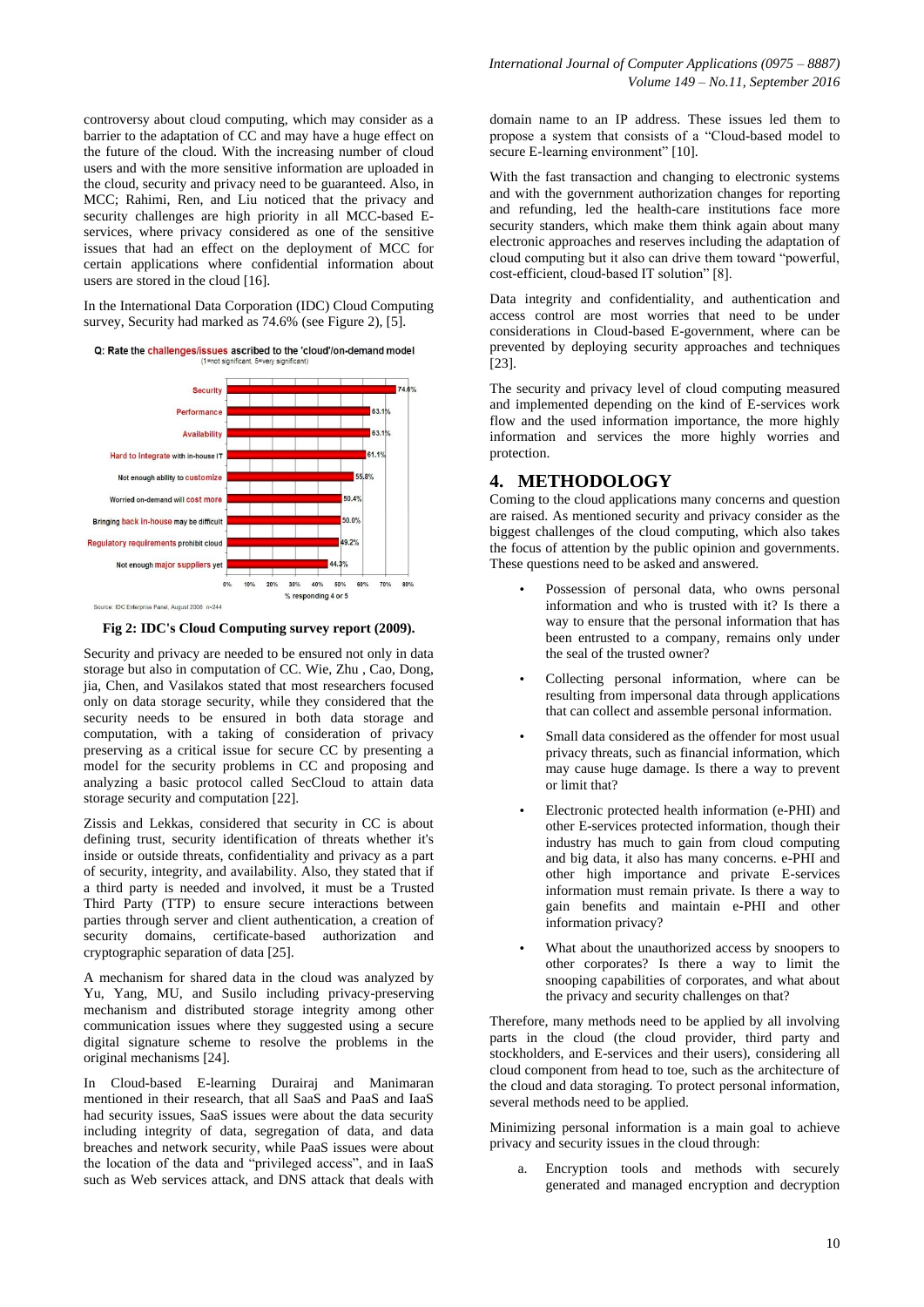controversy about cloud computing, which may consider as a barrier to the adaptation of CC and may have a huge effect on the future of the cloud. With the increasing number of cloud users and with the more sensitive information are uploaded in the cloud, security and privacy need to be guaranteed. Also, in MCC; Rahimi, Ren, and Liu noticed that the privacy and security challenges are high priority in all MCC-based E-services, where privacy considered as one of the sensitive issues that had an effect on the deployment of MCC for certain applications where confidential information about users are stored in the cloud [16].

In the International Data Corporation (IDC) Cloud Computing survey, Security had marked as 74.6% (see Figure 2), [5].

Q: Rate the challenges/issues ascribed to the 'cloud'/on-demand model (1=not significant, 5=very significant)

| Challenge/issue | % responding 4 or 5 |
|---|---|
| Security | 74.6% |
| Performance | 63.1% |
| Availability | 63.1% |
| Hard to integrate with in-house IT | 61.1% |
| Not enough ability to customize | 55.8% |
| Worried on-demand will cost more | 50.4% |
| Bringing back in-house may be difficult | 50.0% |
| Regulatory requirements prohibit cloud | 49.2% |
| Not enough major suppliers yet | 44.3% |

Source: IDC Enterprise Panel, August 2008 n=244

**Fig 2: IDC's Cloud Computing survey report (2009).**

Security and privacy are needed to be ensured not only in data storage but also in computation of CC. Wie, Zhu , Cao, Dong, jia, Chen, and Vasilakos stated that most researchers focused only on data storage security, while they considered that the security needs to be ensured in both data storage and computation, with a taking of consideration of privacy preserving as a critical issue for secure CC by presenting a model for the security problems in CC and proposing and analyzing a basic protocol called SecCloud to attain data storage security and computation [22].

Zissis and Lekkas, considered that security in CC is about defining trust, security identification of threats whether it's inside or outside threats, confidentiality and privacy as a part of security, integrity, and availability. Also, they stated that if a third party is needed and involved, it must be a Trusted Third Party (TTP) to ensure secure interactions between parties through server and client authentication, a creation of security domains, certificate-based authorization and cryptographic separation of data [25].

A mechanism for shared data in the cloud was analyzed by Yu, Yang, MU, and Susilo including privacy-preserving mechanism and distributed storage integrity among other communication issues where they suggested using a secure digital signature scheme to resolve the problems in the original mechanisms [24].

In Cloud-based E-learning Durairaj and Manimaran mentioned in their research, that all SaaS and PaaS and IaaS had security issues, SaaS issues were about the data security including integrity of data, segregation of data, and data breaches and network security, while PaaS issues were about the location of the data and "privileged access", and in IaaS such as Web services attack, and DNS attack that deals with domain name to an IP address. These issues led them to propose a system that consists of a "Cloud-based model to secure E-learning environment" [10].

With the fast transaction and changing to electronic systems and with the government authorization changes for reporting and refunding, led the health-care institutions face more security standers, which make them think again about many electronic approaches and reserves including the adaptation of cloud computing but it also can drive them toward "powerful, cost-efficient, cloud-based IT solution" [8].

Data integrity and confidentiality, and authentication and access control are most worries that need to be under considerations in Cloud-based E-government, where can be prevented by deploying security approaches and techniques [23].

The security and privacy level of cloud computing measured and implemented depending on the kind of E-services work flow and the used information importance, the more highly information and services the more highly worries and protection.

## 4. METHODOLOGY

Coming to the cloud applications many concerns and question are raised. As mentioned security and privacy consider as the biggest challenges of the cloud computing, which also takes the focus of attention by the public opinion and governments. These questions need to be asked and answered.

- Possession of personal data, who owns personal information and who is trusted with it? Is there a way to ensure that the personal information that has been entrusted to a company, remains only under the seal of the trusted owner?
- Collecting personal information, where can be resulting from impersonal data through applications that can collect and assemble personal information.
- Small data considered as the offender for most usual privacy threats, such as financial information, which may cause huge damage. Is there a way to prevent or limit that?
- Electronic protected health information (e-PHI) and other E-services protected information, though their industry has much to gain from cloud computing and big data, it also has many concerns. e-PHI and other high importance and private E-services information must remain private. Is there a way to gain benefits and maintain e-PHI and other information privacy?
- What about the unauthorized access by snoopers to other corporates? Is there a way to limit the snooping capabilities of corporates, and what about the privacy and security challenges on that?

Therefore, many methods need to be applied by all involving parts in the cloud (the cloud provider, third party and stockholders, and E-services and their users), considering all cloud component from head to toe, such as the architecture of the cloud and data storaging. To protect personal information, several methods need to be applied.

Minimizing personal information is a main goal to achieve privacy and security issues in the cloud through:

a. Encryption tools and methods with securely generated and managed encryption and decryption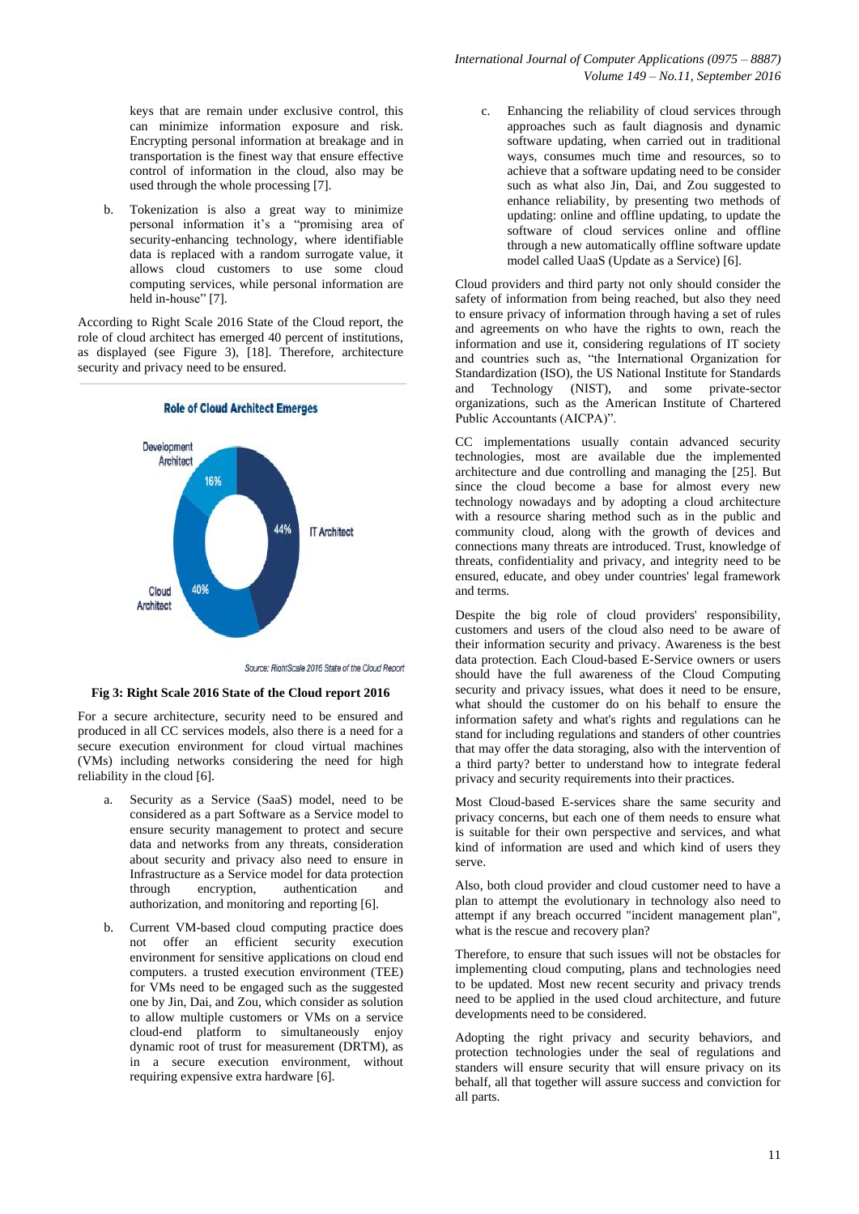keys that are remain under exclusive control, this can minimize information exposure and risk. Encrypting personal information at breakage and in transportation is the finest way that ensure effective control of information in the cloud, also may be used through the whole processing [7].

b. Tokenization is also a great way to minimize personal information it's a "promising area of security-enhancing technology, where identifiable data is replaced with a random surrogate value, it allows cloud customers to use some cloud computing services, while personal information are held in-house" [7].

According to Right Scale 2016 State of the Cloud report, the role of cloud architect has emerged 40 percent of institutions, as displayed (see Figure 3), [18]. Therefore, architecture security and privacy need to be ensured.

**Role of Cloud Architect Emerges**

Development Architect 16%

IT Architect 44%

Cloud Architect 40%

Source: RightScale 2016 State of the Cloud Report

**Fig 3: Right Scale 2016 State of the Cloud report 2016**

For a secure architecture, security need to be ensured and produced in all CC services models, also there is a need for a secure execution environment for cloud virtual machines (VMs) including networks considering the need for high reliability in the cloud [6].

a. Security as a Service (SaaS) model, need to be considered as a part Software as a Service model to ensure security management to protect and secure data and networks from any threats, consideration about security and privacy also need to ensure in Infrastructure as a Service model for data protection through encryption, authentication and authorization, and monitoring and reporting [6].

b. Current VM-based cloud computing practice does not offer an efficient security execution environment for sensitive applications on cloud end computers. a trusted execution environment (TEE) for VMs need to be engaged such as the suggested one by Jin, Dai, and Zou, which consider as solution to allow multiple customers or VMs on a service cloud-end platform to simultaneously enjoy dynamic root of trust for measurement (DRTM), as in a secure execution environment, without requiring expensive extra hardware [6].

c. Enhancing the reliability of cloud services through approaches such as fault diagnosis and dynamic software updating, when carried out in traditional ways, consumes much time and resources, so to achieve that a software updating need to be consider such as what also Jin, Dai, and Zou suggested to enhance reliability, by presenting two methods of updating: online and offline updating, to update the software of cloud services online and offline through a new automatically offline software update model called UaaS (Update as a Service) [6].

Cloud providers and third party not only should consider the safety of information from being reached, but also they need to ensure privacy of information through having a set of rules and agreements on who have the rights to own, reach the information and use it, considering regulations of IT society and countries such as, "the International Organization for Standardization (ISO), the US National Institute for Standards and Technology (NIST), and some private-sector organizations, such as the American Institute of Chartered Public Accountants (AICPA)".

CC implementations usually contain advanced security technologies, most are available due the implemented architecture and due controlling and managing the [25]. But since the cloud become a base for almost every new technology nowadays and by adopting a cloud architecture with a resource sharing method such as in the public and community cloud, along with the growth of devices and connections many threats are introduced. Trust, knowledge of threats, confidentiality and privacy, and integrity need to be ensured, educate, and obey under countries' legal framework and terms.

Despite the big role of cloud providers' responsibility, customers and users of the cloud also need to be aware of their information security and privacy. Awareness is the best data protection. Each Cloud-based E-Service owners or users should have the full awareness of the Cloud Computing security and privacy issues, what does it need to be ensure, what should the customer do on his behalf to ensure the information safety and what's rights and regulations can he stand for including regulations and standers of other countries that may offer the data storaging, also with the intervention of a third party? better to understand how to integrate federal privacy and security requirements into their practices.

Most Cloud-based E-services share the same security and privacy concerns, but each one of them needs to ensure what is suitable for their own perspective and services, and what kind of information are used and which kind of users they serve.

Also, both cloud provider and cloud customer need to have a plan to attempt the evolutionary in technology also need to attempt if any breach occurred "incident management plan", what is the rescue and recovery plan?

Therefore, to ensure that such issues will not be obstacles for implementing cloud computing, plans and technologies need to be updated. Most new recent security and privacy trends need to be applied in the used cloud architecture, and future developments need to be considered.

Adopting the right privacy and security behaviors, and protection technologies under the seal of regulations and standers will ensure security that will ensure privacy on its behalf, all that together will assure success and conviction for all parts.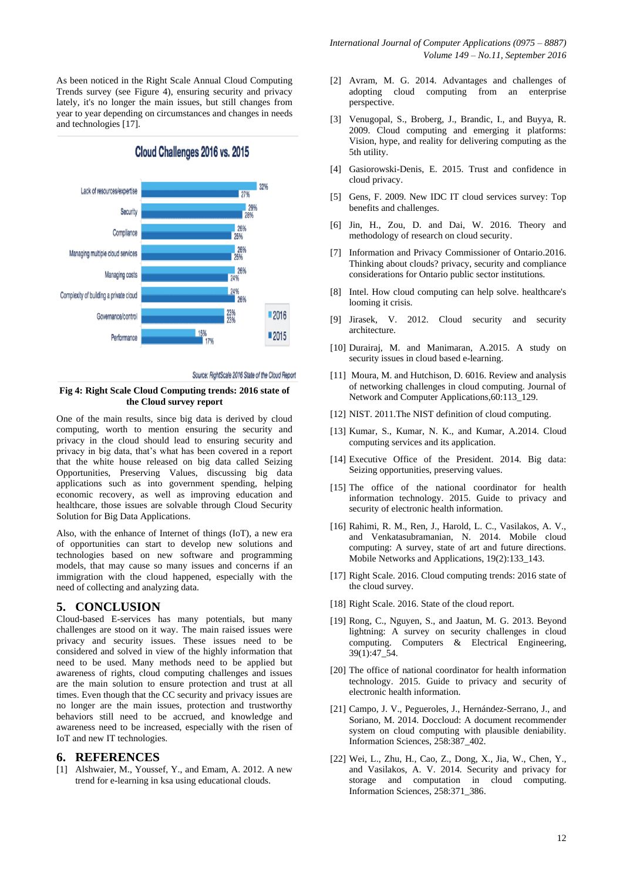As been noticed in the Right Scale Annual Cloud Computing Trends survey (see Figure 4), ensuring security and privacy lately, it's no longer the main issues, but still changes from year to year depending on circumstances and changes in needs and technologies [17].

**Cloud Challenges 2016 vs. 2015**

| Challenge | 2016 | 2015 |
|---|---|---|
| Lack of resources/expertise | 32% | 27% |
| Security | 29% | 28% |
| Compliance | 26% | 25% |
| Managing multiple cloud services | 26% | 25% |
| Managing costs | 26% | 24% |
| Complexity of building a private cloud | 24% | 26% |
| Governance/control | 23% | 23% |
| Performance | 15% | 17% |

Source: RightScale 2016 State of the Cloud Report

**Fig 4: Right Scale Cloud Computing trends: 2016 state of the Cloud survey report**

One of the main results, since big data is derived by cloud computing, worth to mention ensuring the security and privacy in the cloud should lead to ensuring security and privacy in big data, that's what has been covered in a report that the white house released on big data called Seizing Opportunities, Preserving Values, discussing big data applications such as into government spending, helping economic recovery, as well as improving education and healthcare, those issues are solvable through Cloud Security Solution for Big Data Applications.

Also, with the enhance of Internet of things (IoT), a new era of opportunities can start to develop new solutions and technologies based on new software and programming models, that may cause so many issues and concerns if an immigration with the cloud happened, especially with the need of collecting and analyzing data.

## 5. CONCLUSION

Cloud-based E-services has many potentials, but many challenges are stood on it way. The main raised issues were privacy and security issues. These issues need to be considered and solved in view of the highly information that need to be used. Many methods need to be applied but awareness of rights, cloud computing challenges and issues are the main solution to ensure protection and trust at all times. Even though that the CC security and privacy issues are no longer are the main issues, protection and trustworthy behaviors still need to be accrued, and knowledge and awareness need to be increased, especially with the risen of IoT and new IT technologies.

## 6. REFERENCES

[1] Alshwaier, M., Youssef, Y., and Emam, A. 2012. A new trend for e-learning in ksa using educational clouds.

[2] Avram, M. G. 2014. Advantages and challenges of adopting cloud computing from an enterprise perspective.

[3] Venugopal, S., Broberg, J., Brandic, I., and Buyya, R. 2009. Cloud computing and emerging it platforms: Vision, hype, and reality for delivering computing as the 5th utility.

[4] Gasiorowski-Denis, E. 2015. Trust and confidence in cloud privacy.

[5] Gens, F. 2009. New IDC IT cloud services survey: Top benefits and challenges.

[6] Jin, H., Zou, D. and Dai, W. 2016. Theory and methodology of research on cloud security.

[7] Information and Privacy Commissioner of Ontario.2016. Thinking about clouds? privacy, security and compliance considerations for Ontario public sector institutions.

[8] Intel. How cloud computing can help solve. healthcare's looming it crisis.

[9] Jirasek, V. 2012. Cloud security and security architecture.

[10] Durairaj, M. and Manimaran, A.2015. A study on security issues in cloud based e-learning.

[11] Moura, M. and Hutchison, D. 6016. Review and analysis of networking challenges in cloud computing. Journal of Network and Computer Applications,60:113_129.

[12] NIST. 2011.The NIST definition of cloud computing.

[13] Kumar, S., Kumar, N. K., and Kumar, A.2014. Cloud computing services and its application.

[14] Executive Office of the President. 2014. Big data: Seizing opportunities, preserving values.

[15] The office of the national coordinator for health information technology. 2015. Guide to privacy and security of electronic health information.

[16] Rahimi, R. M., Ren, J., Harold, L. C., Vasilakos, A. V., and Venkatasubramanian, N. 2014. Mobile cloud computing: A survey, state of art and future directions. Mobile Networks and Applications, 19(2):133_143.

[17] Right Scale. 2016. Cloud computing trends: 2016 state of the cloud survey.

[18] Right Scale. 2016. State of the cloud report.

[19] Rong, C., Nguyen, S., and Jaatun, M. G. 2013. Beyond lightning: A survey on security challenges in cloud computing. Computers & Electrical Engineering, 39(1):47_54.

[20] The office of national coordinator for health information technology. 2015. Guide to privacy and security of electronic health information.

[21] Campo, J. V., Pegueroles, J., Hernández-Serrano, J., and Soriano, M. 2014. Doccloud: A document recommender system on cloud computing with plausible deniability. Information Sciences, 258:387_402.

[22] Wei, L., Zhu, H., Cao, Z., Dong, X., Jia, W., Chen, Y., and Vasilakos, A. V. 2014. Security and privacy for storage and computation in cloud computing. Information Sciences, 258:371_386.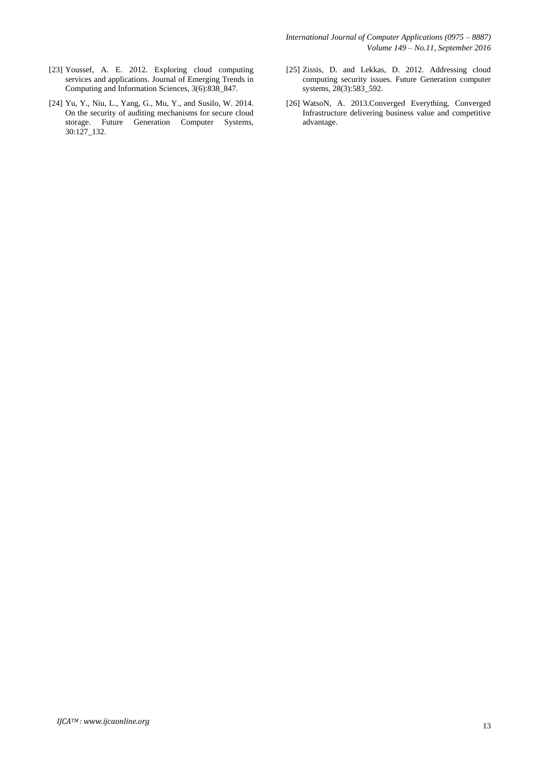[23] Youssef, A. E. 2012. Exploring cloud computing services and applications. Journal of Emerging Trends in Computing and Information Sciences, 3(6):838_847.

[24] Yu, Y., Niu, L., Yang, G., Mu, Y., and Susilo, W. 2014. On the security of auditing mechanisms for secure cloud storage. Future Generation Computer Systems, 30:127_132.

[25] Zissis, D. and Lekkas, D. 2012. Addressing cloud computing security issues. Future Generation computer systems, 28(3):583_592.

[26] WatsoN, A. 2013.Converged Everything, Converged Infrastructure delivering business value and competitive advantage.